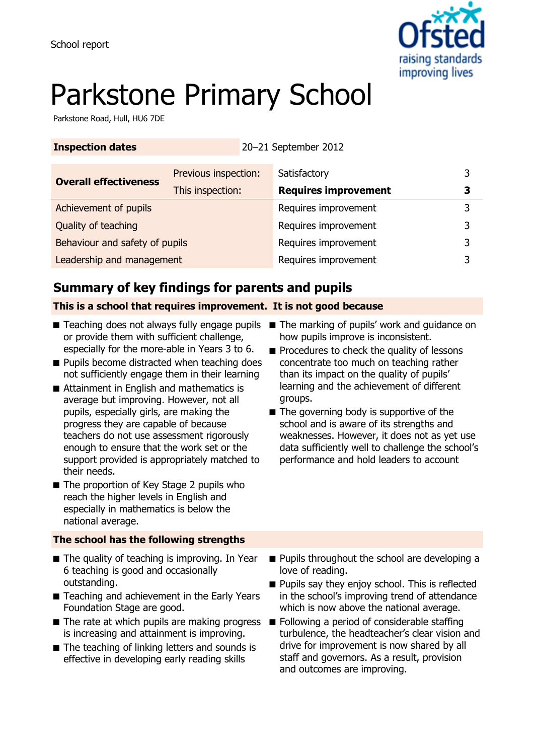School report

# Parkstone Primary School

Parkstone Road, Hull, HU6 7DE

| **Inspection dates** | | 20–21 September 2012 | |
|---|---|---|---|
| **Overall effectiveness** | Previous inspection: | Satisfactory | 3 |
| | This inspection: | **Requires improvement** | **3** |
| Achievement of pupils | | Requires improvement | 3 |
| Quality of teaching | | Requires improvement | 3 |
| Behaviour and safety of pupils | | Requires improvement | 3 |
| Leadership and management | | Requires improvement | 3 |

## Summary of key findings for parents and pupils

**This is a school that requires improvement. It is not good because**

- Teaching does not always fully engage pupils or provide them with sufficient challenge, especially for the more-able in Years 3 to 6.
- Pupils become distracted when teaching does not sufficiently engage them in their learning
- Attainment in English and mathematics is average but improving. However, not all pupils, especially girls, are making the progress they are capable of because teachers do not use assessment rigorously enough to ensure that the work set or the support provided is appropriately matched to their needs.
- The proportion of Key Stage 2 pupils who reach the higher levels in English and especially in mathematics is below the national average.
- The marking of pupils' work and guidance on how pupils improve is inconsistent.
- Procedures to check the quality of lessons concentrate too much on teaching rather than its impact on the quality of pupils' learning and the achievement of different groups.
- The governing body is supportive of the school and is aware of its strengths and weaknesses. However, it does not as yet use data sufficiently well to challenge the school's performance and hold leaders to account

**The school has the following strengths**

- The quality of teaching is improving. In Year 6 teaching is good and occasionally outstanding.
- Teaching and achievement in the Early Years Foundation Stage are good.
- The rate at which pupils are making progress is increasing and attainment is improving.
- The teaching of linking letters and sounds is effective in developing early reading skills
- Pupils throughout the school are developing a love of reading.
- Pupils say they enjoy school. This is reflected in the school's improving trend of attendance which is now above the national average.
- Following a period of considerable staffing turbulence, the headteacher's clear vision and drive for improvement is now shared by all staff and governors. As a result, provision and outcomes are improving.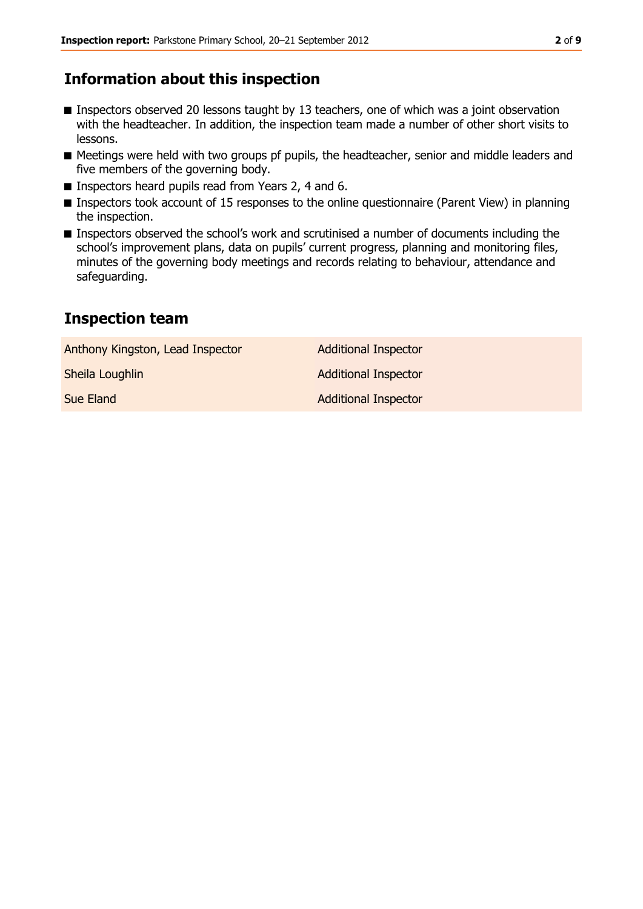## Information about this inspection

- Inspectors observed 20 lessons taught by 13 teachers, one of which was a joint observation with the headteacher. In addition, the inspection team made a number of other short visits to lessons.
- Meetings were held with two groups pf pupils, the headteacher, senior and middle leaders and five members of the governing body.
- Inspectors heard pupils read from Years 2, 4 and 6.
- Inspectors took account of 15 responses to the online questionnaire (Parent View) in planning the inspection.
- Inspectors observed the school's work and scrutinised a number of documents including the school's improvement plans, data on pupils' current progress, planning and monitoring files, minutes of the governing body meetings and records relating to behaviour, attendance and safeguarding.

## Inspection team

| | |
|---|---|
| Anthony Kingston, Lead Inspector | Additional Inspector |
| Sheila Loughlin | Additional Inspector |
| Sue Eland | Additional Inspector |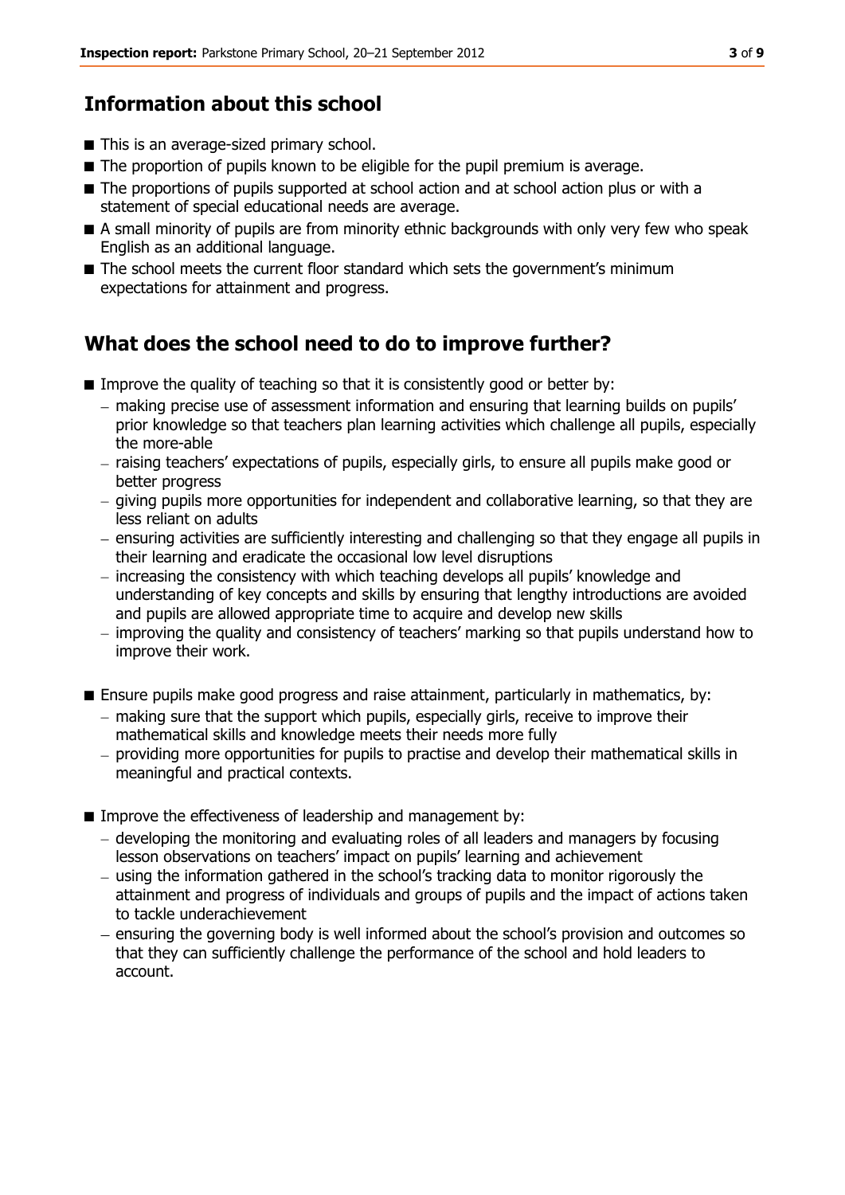## Information about this school

- This is an average-sized primary school.
- The proportion of pupils known to be eligible for the pupil premium is average.
- The proportions of pupils supported at school action and at school action plus or with a statement of special educational needs are average.
- A small minority of pupils are from minority ethnic backgrounds with only very few who speak English as an additional language.
- The school meets the current floor standard which sets the government's minimum expectations for attainment and progress.

## What does the school need to do to improve further?

- Improve the quality of teaching so that it is consistently good or better by:
  - making precise use of assessment information and ensuring that learning builds on pupils' prior knowledge so that teachers plan learning activities which challenge all pupils, especially the more-able
  - raising teachers' expectations of pupils, especially girls, to ensure all pupils make good or better progress
  - giving pupils more opportunities for independent and collaborative learning, so that they are less reliant on adults
  - ensuring activities are sufficiently interesting and challenging so that they engage all pupils in their learning and eradicate the occasional low level disruptions
  - increasing the consistency with which teaching develops all pupils' knowledge and understanding of key concepts and skills by ensuring that lengthy introductions are avoided and pupils are allowed appropriate time to acquire and develop new skills
  - improving the quality and consistency of teachers' marking so that pupils understand how to improve their work.

- Ensure pupils make good progress and raise attainment, particularly in mathematics, by:
  - making sure that the support which pupils, especially girls, receive to improve their mathematical skills and knowledge meets their needs more fully
  - providing more opportunities for pupils to practise and develop their mathematical skills in meaningful and practical contexts.

- Improve the effectiveness of leadership and management by:
  - developing the monitoring and evaluating roles of all leaders and managers by focusing lesson observations on teachers' impact on pupils' learning and achievement
  - using the information gathered in the school's tracking data to monitor rigorously the attainment and progress of individuals and groups of pupils and the impact of actions taken to tackle underachievement
  - ensuring the governing body is well informed about the school's provision and outcomes so that they can sufficiently challenge the performance of the school and hold leaders to account.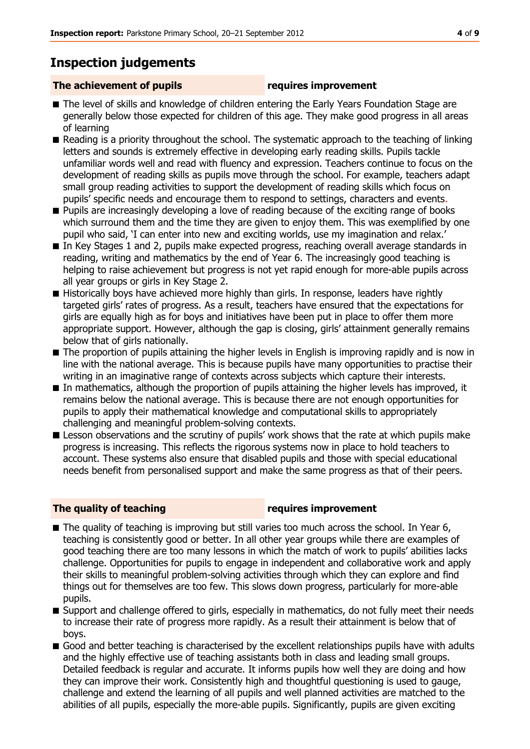## Inspection judgements

**The achievement of pupils** — **requires improvement**

- The level of skills and knowledge of children entering the Early Years Foundation Stage are generally below those expected for children of this age. They make good progress in all areas of learning
- Reading is a priority throughout the school. The systematic approach to the teaching of linking letters and sounds is extremely effective in developing early reading skills. Pupils tackle unfamiliar words well and read with fluency and expression. Teachers continue to focus on the development of reading skills as pupils move through the school. For example, teachers adapt small group reading activities to support the development of reading skills which focus on pupils' specific needs and encourage them to respond to settings, characters and events.
- Pupils are increasingly developing a love of reading because of the exciting range of books which surround them and the time they are given to enjoy them. This was exemplified by one pupil who said, 'I can enter into new and exciting worlds, use my imagination and relax.'
- In Key Stages 1 and 2, pupils make expected progress, reaching overall average standards in reading, writing and mathematics by the end of Year 6. The increasingly good teaching is helping to raise achievement but progress is not yet rapid enough for more-able pupils across all year groups or girls in Key Stage 2.
- Historically boys have achieved more highly than girls. In response, leaders have rightly targeted girls' rates of progress. As a result, teachers have ensured that the expectations for girls are equally high as for boys and initiatives have been put in place to offer them more appropriate support. However, although the gap is closing, girls' attainment generally remains below that of girls nationally.
- The proportion of pupils attaining the higher levels in English is improving rapidly and is now in line with the national average. This is because pupils have many opportunities to practise their writing in an imaginative range of contexts across subjects which capture their interests.
- In mathematics, although the proportion of pupils attaining the higher levels has improved, it remains below the national average. This is because there are not enough opportunities for pupils to apply their mathematical knowledge and computational skills to appropriately challenging and meaningful problem-solving contexts.
- Lesson observations and the scrutiny of pupils' work shows that the rate at which pupils make progress is increasing. This reflects the rigorous systems now in place to hold teachers to account. These systems also ensure that disabled pupils and those with special educational needs benefit from personalised support and make the same progress as that of their peers.

**The quality of teaching** — **requires improvement**

- The quality of teaching is improving but still varies too much across the school. In Year 6, teaching is consistently good or better. In all other year groups while there are examples of good teaching there are too many lessons in which the match of work to pupils' abilities lacks challenge. Opportunities for pupils to engage in independent and collaborative work and apply their skills to meaningful problem-solving activities through which they can explore and find things out for themselves are too few. This slows down progress, particularly for more-able pupils.
- Support and challenge offered to girls, especially in mathematics, do not fully meet their needs to increase their rate of progress more rapidly. As a result their attainment is below that of boys.
- Good and better teaching is characterised by the excellent relationships pupils have with adults and the highly effective use of teaching assistants both in class and leading small groups. Detailed feedback is regular and accurate. It informs pupils how well they are doing and how they can improve their work. Consistently high and thoughtful questioning is used to gauge, challenge and extend the learning of all pupils and well planned activities are matched to the abilities of all pupils, especially the more-able pupils. Significantly, pupils are given exciting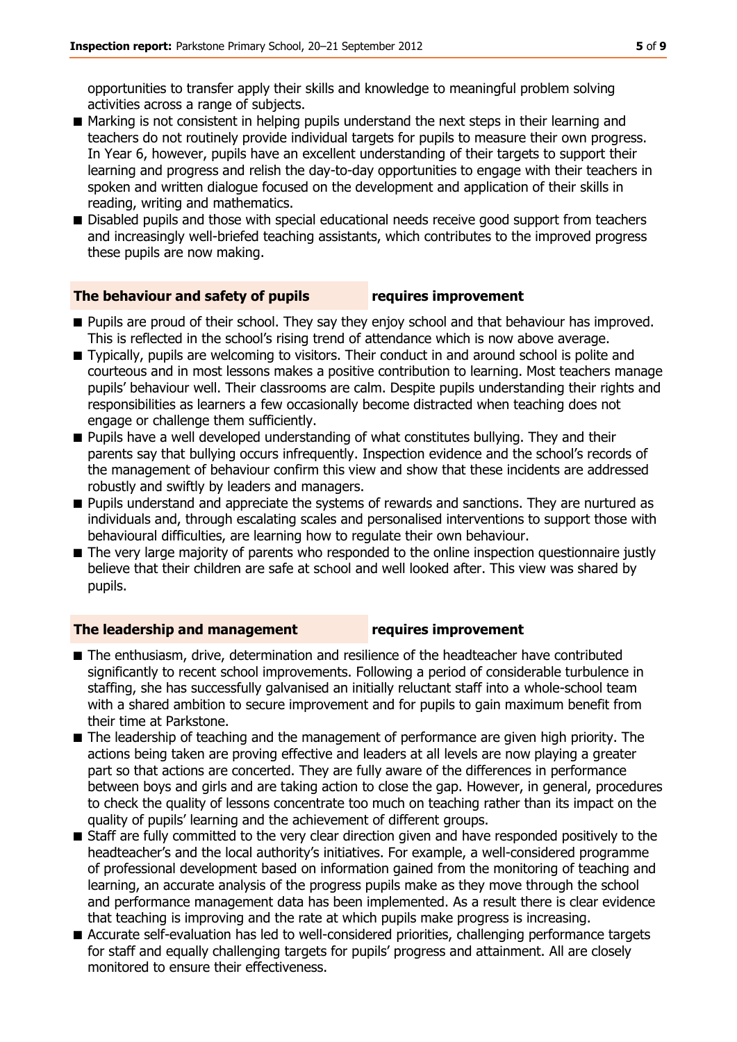opportunities to transfer apply their skills and knowledge to meaningful problem solving activities across a range of subjects.

- Marking is not consistent in helping pupils understand the next steps in their learning and teachers do not routinely provide individual targets for pupils to measure their own progress. In Year 6, however, pupils have an excellent understanding of their targets to support their learning and progress and relish the day-to-day opportunities to engage with their teachers in spoken and written dialogue focused on the development and application of their skills in reading, writing and mathematics.
- Disabled pupils and those with special educational needs receive good support from teachers and increasingly well-briefed teaching assistants, which contributes to the improved progress these pupils are now making.

### The behaviour and safety of pupils — requires improvement

- Pupils are proud of their school. They say they enjoy school and that behaviour has improved. This is reflected in the school's rising trend of attendance which is now above average.
- Typically, pupils are welcoming to visitors. Their conduct in and around school is polite and courteous and in most lessons makes a positive contribution to learning. Most teachers manage pupils' behaviour well. Their classrooms are calm. Despite pupils understanding their rights and responsibilities as learners a few occasionally become distracted when teaching does not engage or challenge them sufficiently.
- Pupils have a well developed understanding of what constitutes bullying. They and their parents say that bullying occurs infrequently. Inspection evidence and the school's records of the management of behaviour confirm this view and show that these incidents are addressed robustly and swiftly by leaders and managers.
- Pupils understand and appreciate the systems of rewards and sanctions. They are nurtured as individuals and, through escalating scales and personalised interventions to support those with behavioural difficulties, are learning how to regulate their own behaviour.
- The very large majority of parents who responded to the online inspection questionnaire justly believe that their children are safe at school and well looked after. This view was shared by pupils.

### The leadership and management — requires improvement

- The enthusiasm, drive, determination and resilience of the headteacher have contributed significantly to recent school improvements. Following a period of considerable turbulence in staffing, she has successfully galvanised an initially reluctant staff into a whole-school team with a shared ambition to secure improvement and for pupils to gain maximum benefit from their time at Parkstone.
- The leadership of teaching and the management of performance are given high priority. The actions being taken are proving effective and leaders at all levels are now playing a greater part so that actions are concerted. They are fully aware of the differences in performance between boys and girls and are taking action to close the gap. However, in general, procedures to check the quality of lessons concentrate too much on teaching rather than its impact on the quality of pupils' learning and the achievement of different groups.
- Staff are fully committed to the very clear direction given and have responded positively to the headteacher's and the local authority's initiatives. For example, a well-considered programme of professional development based on information gained from the monitoring of teaching and learning, an accurate analysis of the progress pupils make as they move through the school and performance management data has been implemented. As a result there is clear evidence that teaching is improving and the rate at which pupils make progress is increasing.
- Accurate self-evaluation has led to well-considered priorities, challenging performance targets for staff and equally challenging targets for pupils' progress and attainment. All are closely monitored to ensure their effectiveness.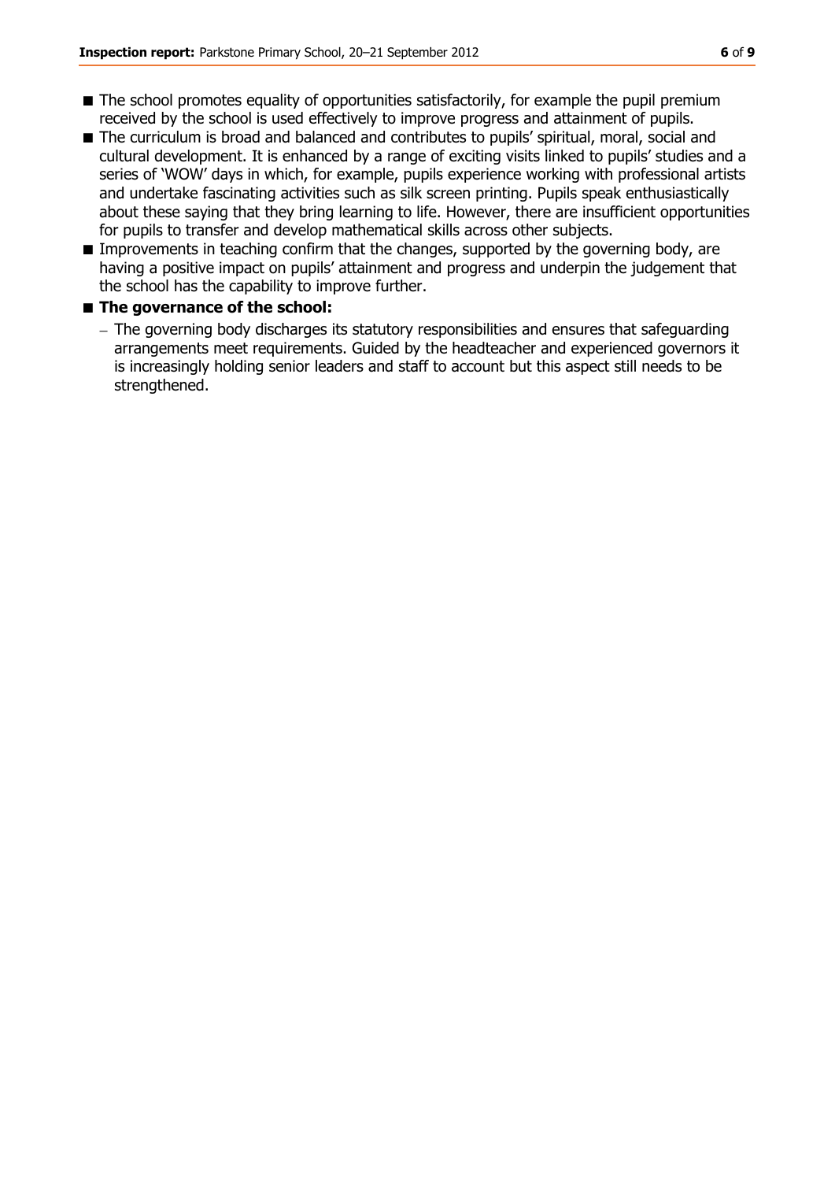- The school promotes equality of opportunities satisfactorily, for example the pupil premium received by the school is used effectively to improve progress and attainment of pupils.
- The curriculum is broad and balanced and contributes to pupils' spiritual, moral, social and cultural development. It is enhanced by a range of exciting visits linked to pupils' studies and a series of 'WOW' days in which, for example, pupils experience working with professional artists and undertake fascinating activities such as silk screen printing. Pupils speak enthusiastically about these saying that they bring learning to life. However, there are insufficient opportunities for pupils to transfer and develop mathematical skills across other subjects.
- Improvements in teaching confirm that the changes, supported by the governing body, are having a positive impact on pupils' attainment and progress and underpin the judgement that the school has the capability to improve further.
- **The governance of the school:**
  - The governing body discharges its statutory responsibilities and ensures that safeguarding arrangements meet requirements. Guided by the headteacher and experienced governors it is increasingly holding senior leaders and staff to account but this aspect still needs to be strengthened.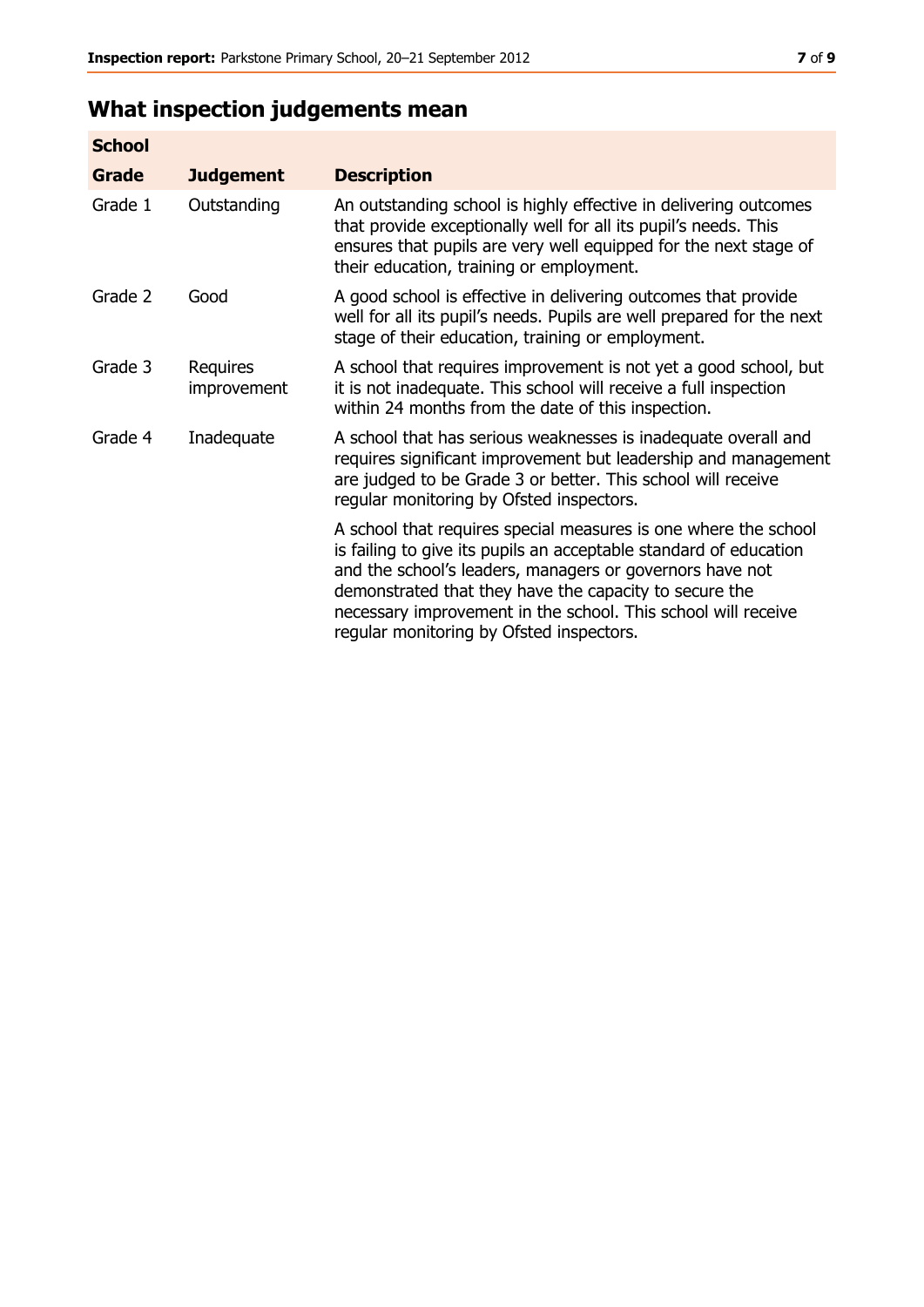## What inspection judgements mean

| School Grade | Judgement | Description |
|---|---|---|
| Grade 1 | Outstanding | An outstanding school is highly effective in delivering outcomes that provide exceptionally well for all its pupil's needs. This ensures that pupils are very well equipped for the next stage of their education, training or employment. |
| Grade 2 | Good | A good school is effective in delivering outcomes that provide well for all its pupil's needs. Pupils are well prepared for the next stage of their education, training or employment. |
| Grade 3 | Requires improvement | A school that requires improvement is not yet a good school, but it is not inadequate. This school will receive a full inspection within 24 months from the date of this inspection. |
| Grade 4 | Inadequate | A school that has serious weaknesses is inadequate overall and requires significant improvement but leadership and management are judged to be Grade 3 or better. This school will receive regular monitoring by Ofsted inspectors. |
| | | A school that requires special measures is one where the school is failing to give its pupils an acceptable standard of education and the school's leaders, managers or governors have not demonstrated that they have the capacity to secure the necessary improvement in the school. This school will receive regular monitoring by Ofsted inspectors. |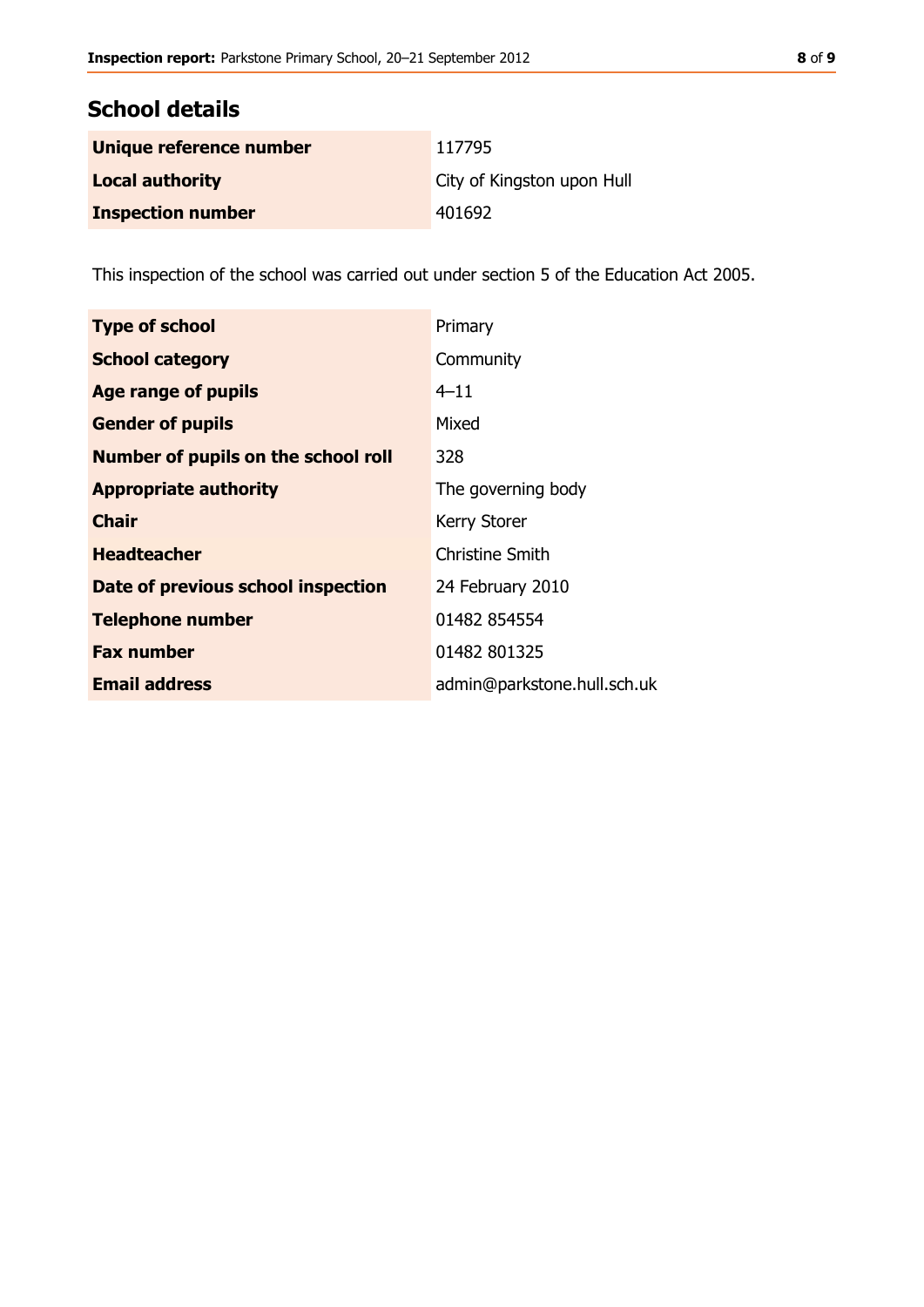## School details

| | |
|---|---|
| **Unique reference number** | 117795 |
| **Local authority** | City of Kingston upon Hull |
| **Inspection number** | 401692 |

This inspection of the school was carried out under section 5 of the Education Act 2005.

| | |
|---|---|
| **Type of school** | Primary |
| **School category** | Community |
| **Age range of pupils** | 4–11 |
| **Gender of pupils** | Mixed |
| **Number of pupils on the school roll** | 328 |
| **Appropriate authority** | The governing body |
| **Chair** | Kerry Storer |
| **Headteacher** | Christine Smith |
| **Date of previous school inspection** | 24 February 2010 |
| **Telephone number** | 01482 854554 |
| **Fax number** | 01482 801325 |
| **Email address** | admin@parkstone.hull.sch.uk |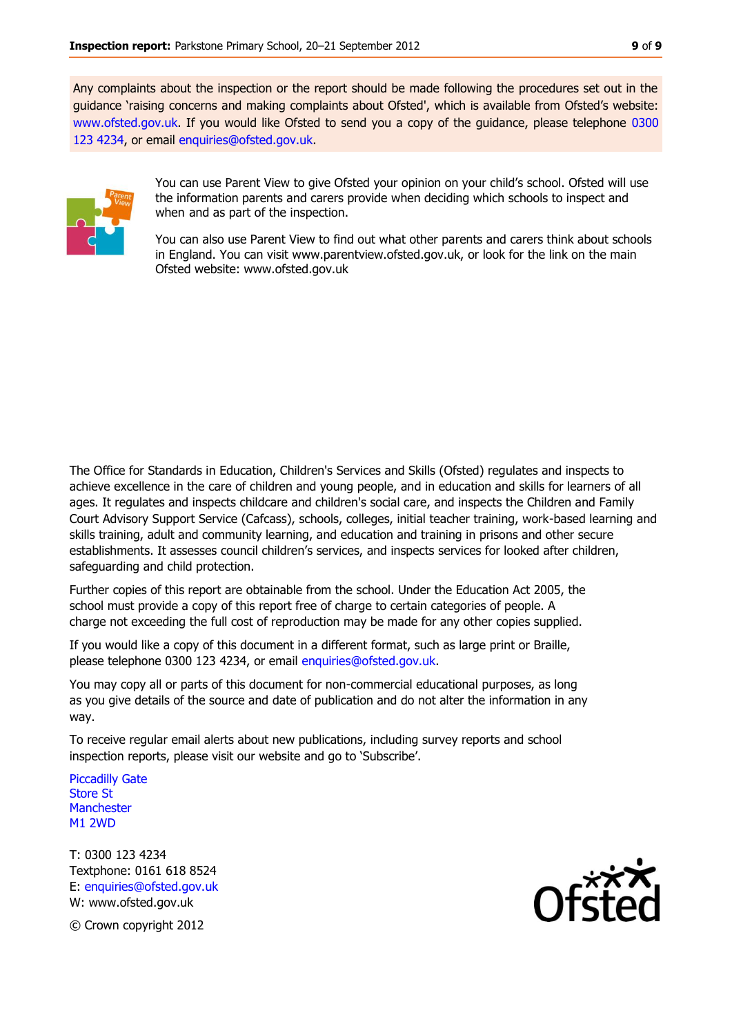Any complaints about the inspection or the report should be made following the procedures set out in the guidance 'raising concerns and making complaints about Ofsted', which is available from Ofsted's website: www.ofsted.gov.uk. If you would like Ofsted to send you a copy of the guidance, please telephone 0300 123 4234, or email enquiries@ofsted.gov.uk.

You can use Parent View to give Ofsted your opinion on your child's school. Ofsted will use the information parents and carers provide when deciding which schools to inspect and when and as part of the inspection.

You can also use Parent View to find out what other parents and carers think about schools in England. You can visit www.parentview.ofsted.gov.uk, or look for the link on the main Ofsted website: www.ofsted.gov.uk

The Office for Standards in Education, Children's Services and Skills (Ofsted) regulates and inspects to achieve excellence in the care of children and young people, and in education and skills for learners of all ages. It regulates and inspects childcare and children's social care, and inspects the Children and Family Court Advisory Support Service (Cafcass), schools, colleges, initial teacher training, work-based learning and skills training, adult and community learning, and education and training in prisons and other secure establishments. It assesses council children's services, and inspects services for looked after children, safeguarding and child protection.

Further copies of this report are obtainable from the school. Under the Education Act 2005, the school must provide a copy of this report free of charge to certain categories of people. A charge not exceeding the full cost of reproduction may be made for any other copies supplied.

If you would like a copy of this document in a different format, such as large print or Braille, please telephone 0300 123 4234, or email enquiries@ofsted.gov.uk.

You may copy all or parts of this document for non-commercial educational purposes, as long as you give details of the source and date of publication and do not alter the information in any way.

To receive regular email alerts about new publications, including survey reports and school inspection reports, please visit our website and go to 'Subscribe'.

Piccadilly Gate
Store St
Manchester
M1 2WD

T: 0300 123 4234
Textphone: 0161 618 8524
E: enquiries@ofsted.gov.uk
W: www.ofsted.gov.uk

© Crown copyright 2012